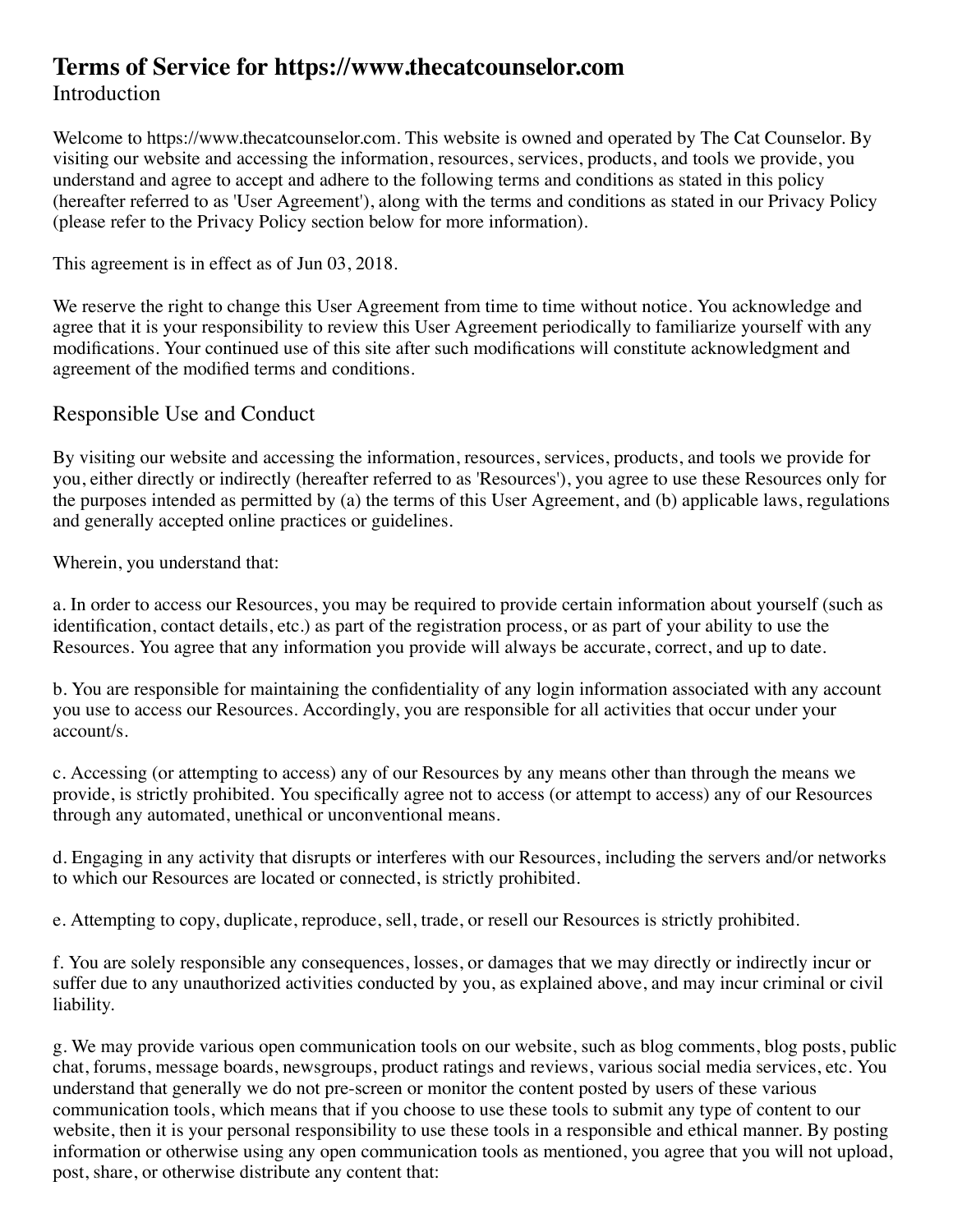# Terms of Service for https://www.thecatcounselor.com

## Introduction

Welcome to https://www.thecatcounselor.com. This website is owned and operated by The Cat Counselor. By visiting our website and accessing the information, resources, services, products, and tools we provide, you understand and agree to accept and adhere to the following terms and conditions as stated in this policy (hereafter referred to as 'User Agreement'), along with the terms and conditions as stated in our Privacy Policy (please refer to the Privacy Policy section below for more information).

This agreement is in effect as of Jun 03, 2018.

We reserve the right to change this User Agreement from time to time without notice. You acknowledge and agree that it is your responsibility to review this User Agreement periodically to familiarize yourself with any modifications. Your continued use of this site after such modifications will constitute acknowledgment and agreement of the modified terms and conditions.

## Responsible Use and Conduct

By visiting our website and accessing the information, resources, services, products, and tools we provide for you, either directly or indirectly (hereafter referred to as 'Resources'), you agree to use these Resources only for the purposes intended as permitted by (a) the terms of this User Agreement, and (b) applicable laws, regulations and generally accepted online practices or guidelines.

Wherein, you understand that:

a. In order to access our Resources, you may be required to provide certain information about yourself (such as identification, contact details, etc.) as part of the registration process, or as part of your ability to use the Resources. You agree that any information you provide will always be accurate, correct, and up to date.

b. You are responsible for maintaining the confidentiality of any login information associated with any account you use to access our Resources. Accordingly, you are responsible for all activities that occur under your account/s.

c. Accessing (or attempting to access) any of our Resources by any means other than through the means we provide, is strictly prohibited. You specifically agree not to access (or attempt to access) any of our Resources through any automated, unethical or unconventional means.

d. Engaging in any activity that disrupts or interferes with our Resources, including the servers and/or networks to which our Resources are located or connected, is strictly prohibited.

e. Attempting to copy, duplicate, reproduce, sell, trade, or resell our Resources is strictly prohibited.

f. You are solely responsible any consequences, losses, or damages that we may directly or indirectly incur or suffer due to any unauthorized activities conducted by you, as explained above, and may incur criminal or civil liability.

g. We may provide various open communication tools on our website, such as blog comments, blog posts, public chat, forums, message boards, newsgroups, product ratings and reviews, various social media services, etc. You understand that generally we do not pre-screen or monitor the content posted by users of these various communication tools, which means that if you choose to use these tools to submit any type of content to our website, then it is your personal responsibility to use these tools in a responsible and ethical manner. By posting information or otherwise using any open communication tools as mentioned, you agree that you will not upload, post, share, or otherwise distribute any content that: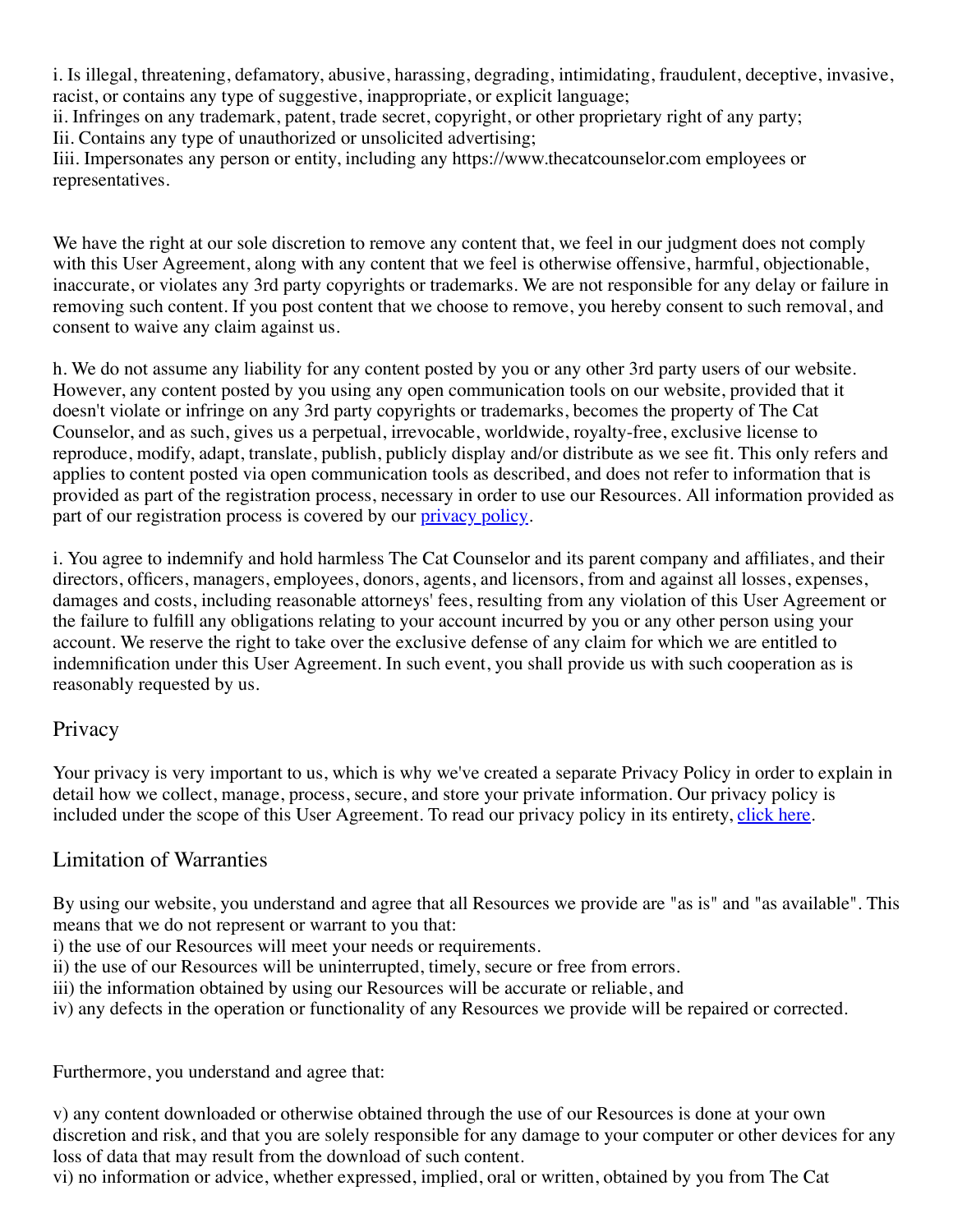i. Is illegal, threatening, defamatory, abusive, harassing, degrading, intimidating, fraudulent, deceptive, invasive, racist, or contains any type of suggestive, inappropriate, or explicit language;
ii. Infringes on any trademark, patent, trade secret, copyright, or other proprietary right of any party;
Iii. Contains any type of unauthorized or unsolicited advertising;
Iiii. Impersonates any person or entity, including any https://www.thecatcounselor.com employees or representatives.

We have the right at our sole discretion to remove any content that, we feel in our judgment does not comply with this User Agreement, along with any content that we feel is otherwise offensive, harmful, objectionable, inaccurate, or violates any 3rd party copyrights or trademarks. We are not responsible for any delay or failure in removing such content. If you post content that we choose to remove, you hereby consent to such removal, and consent to waive any claim against us.

h. We do not assume any liability for any content posted by you or any other 3rd party users of our website. However, any content posted by you using any open communication tools on our website, provided that it doesn't violate or infringe on any 3rd party copyrights or trademarks, becomes the property of The Cat Counselor, and as such, gives us a perpetual, irrevocable, worldwide, royalty-free, exclusive license to reproduce, modify, adapt, translate, publish, publicly display and/or distribute as we see fit. This only refers and applies to content posted via open communication tools as described, and does not refer to information that is provided as part of the registration process, necessary in order to use our Resources. All information provided as part of our registration process is covered by our [privacy policy](#).

i. You agree to indemnify and hold harmless The Cat Counselor and its parent company and affiliates, and their directors, officers, managers, employees, donors, agents, and licensors, from and against all losses, expenses, damages and costs, including reasonable attorneys' fees, resulting from any violation of this User Agreement or the failure to fulfill any obligations relating to your account incurred by you or any other person using your account. We reserve the right to take over the exclusive defense of any claim for which we are entitled to indemnification under this User Agreement. In such event, you shall provide us with such cooperation as is reasonably requested by us.

## Privacy

Your privacy is very important to us, which is why we've created a separate Privacy Policy in order to explain in detail how we collect, manage, process, secure, and store your private information. Our privacy policy is included under the scope of this User Agreement. To read our privacy policy in its entirety, [click here](#).

## Limitation of Warranties

By using our website, you understand and agree that all Resources we provide are "as is" and "as available". This means that we do not represent or warrant to you that:
i) the use of our Resources will meet your needs or requirements.
ii) the use of our Resources will be uninterrupted, timely, secure or free from errors.
iii) the information obtained by using our Resources will be accurate or reliable, and
iv) any defects in the operation or functionality of any Resources we provide will be repaired or corrected.

Furthermore, you understand and agree that:

v) any content downloaded or otherwise obtained through the use of our Resources is done at your own discretion and risk, and that you are solely responsible for any damage to your computer or other devices for any loss of data that may result from the download of such content.
vi) no information or advice, whether expressed, implied, oral or written, obtained by you from The Cat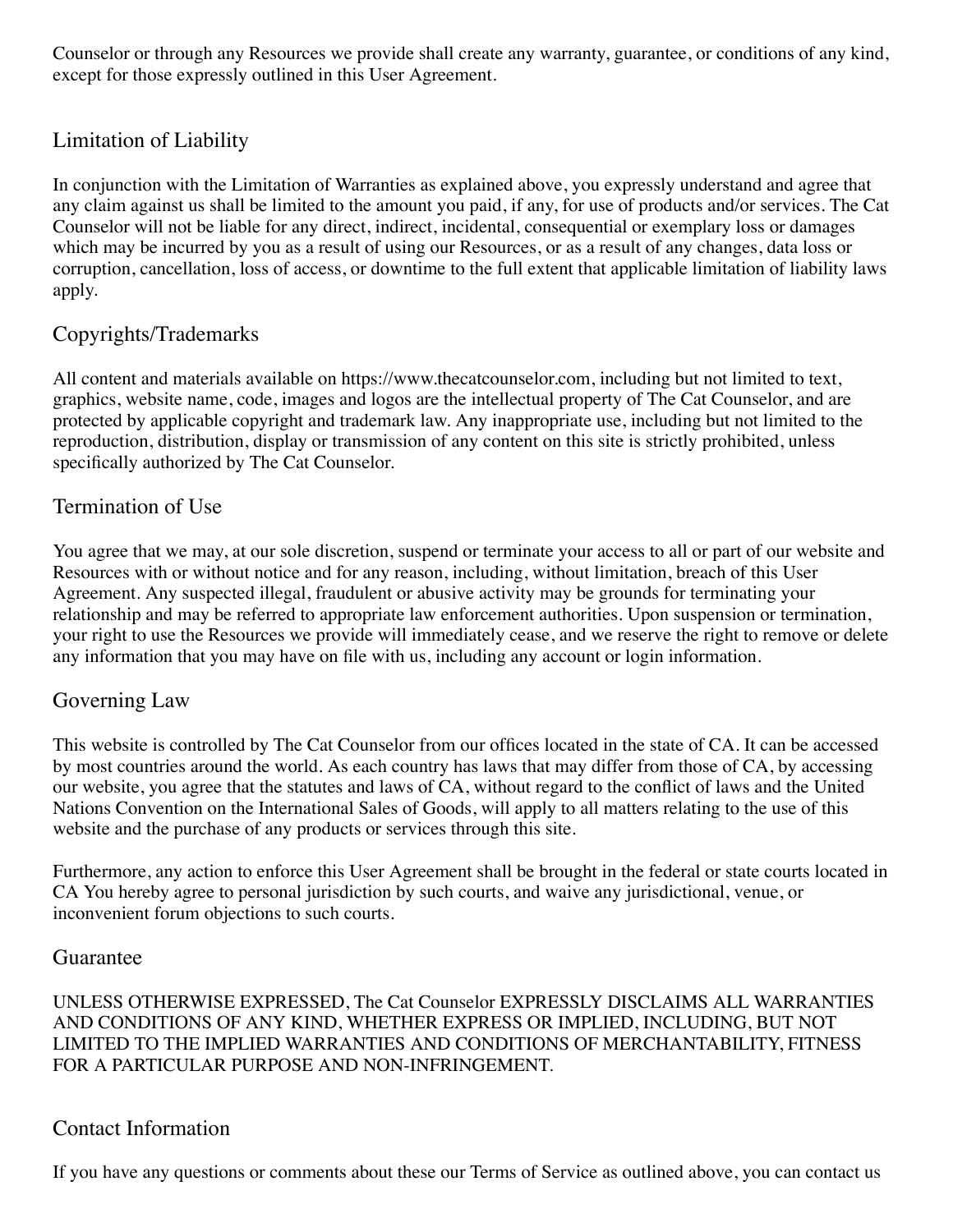Counselor or through any Resources we provide shall create any warranty, guarantee, or conditions of any kind, except for those expressly outlined in this User Agreement.

## Limitation of Liability

In conjunction with the Limitation of Warranties as explained above, you expressly understand and agree that any claim against us shall be limited to the amount you paid, if any, for use of products and/or services. The Cat Counselor will not be liable for any direct, indirect, incidental, consequential or exemplary loss or damages which may be incurred by you as a result of using our Resources, or as a result of any changes, data loss or corruption, cancellation, loss of access, or downtime to the full extent that applicable limitation of liability laws apply.

## Copyrights/Trademarks

All content and materials available on https://www.thecatcounselor.com, including but not limited to text, graphics, website name, code, images and logos are the intellectual property of The Cat Counselor, and are protected by applicable copyright and trademark law. Any inappropriate use, including but not limited to the reproduction, distribution, display or transmission of any content on this site is strictly prohibited, unless specifically authorized by The Cat Counselor.

## Termination of Use

You agree that we may, at our sole discretion, suspend or terminate your access to all or part of our website and Resources with or without notice and for any reason, including, without limitation, breach of this User Agreement. Any suspected illegal, fraudulent or abusive activity may be grounds for terminating your relationship and may be referred to appropriate law enforcement authorities. Upon suspension or termination, your right to use the Resources we provide will immediately cease, and we reserve the right to remove or delete any information that you may have on file with us, including any account or login information.

## Governing Law

This website is controlled by The Cat Counselor from our offices located in the state of CA. It can be accessed by most countries around the world. As each country has laws that may differ from those of CA, by accessing our website, you agree that the statutes and laws of CA, without regard to the conflict of laws and the United Nations Convention on the International Sales of Goods, will apply to all matters relating to the use of this website and the purchase of any products or services through this site.

Furthermore, any action to enforce this User Agreement shall be brought in the federal or state courts located in CA You hereby agree to personal jurisdiction by such courts, and waive any jurisdictional, venue, or inconvenient forum objections to such courts.

## Guarantee

UNLESS OTHERWISE EXPRESSED, The Cat Counselor EXPRESSLY DISCLAIMS ALL WARRANTIES AND CONDITIONS OF ANY KIND, WHETHER EXPRESS OR IMPLIED, INCLUDING, BUT NOT LIMITED TO THE IMPLIED WARRANTIES AND CONDITIONS OF MERCHANTABILITY, FITNESS FOR A PARTICULAR PURPOSE AND NON-INFRINGEMENT.

## Contact Information

If you have any questions or comments about these our Terms of Service as outlined above, you can contact us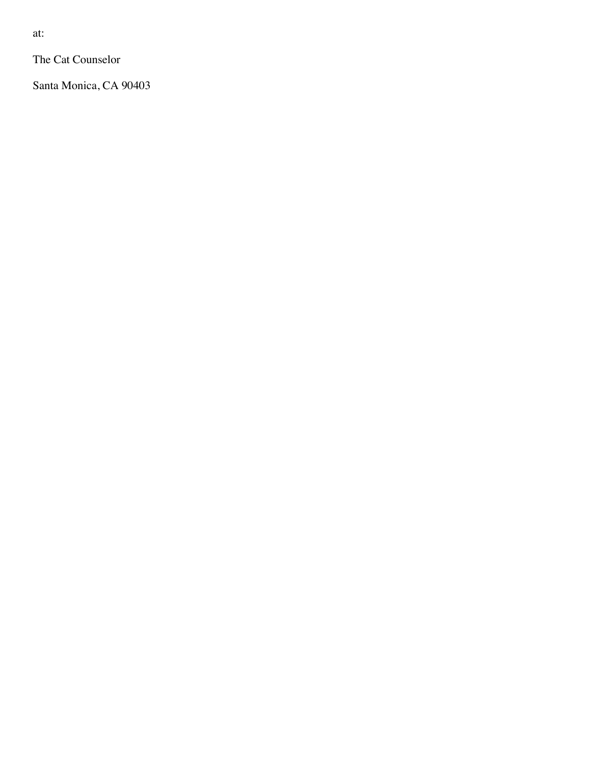at:

The Cat Counselor

Santa Monica, CA 90403